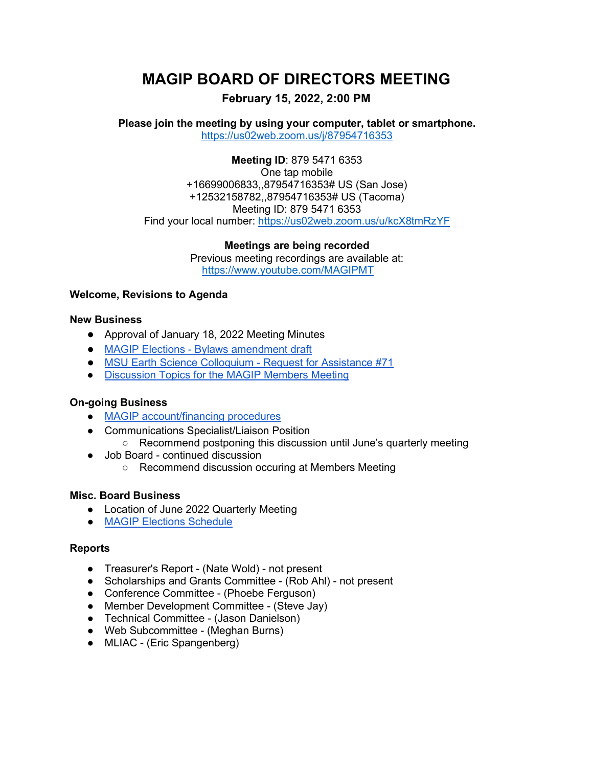# MAGIP BOARD OF DIRECTORS MEETING

**February 15, 2022, 2:00 PM**

**Please join the meeting by using your computer, tablet or smartphone.**
https://us02web.zoom.us/j/87954716353

**Meeting ID**: 879 5471 6353
One tap mobile
+16699006833,,87954716353# US (San Jose)
+12532158782,,87954716353# US (Tacoma)
Meeting ID: 879 5471 6353
Find your local number: https://us02web.zoom.us/u/kcX8tmRzYF

**Meetings are being recorded**
Previous meeting recordings are available at:
https://www.youtube.com/MAGIPMT

**Welcome, Revisions to Agenda**

**New Business**

- Approval of January 18, 2022 Meeting Minutes
- MAGIP Elections - Bylaws amendment draft
- MSU Earth Science Colloquium - Request for Assistance #71
- Discussion Topics for the MAGIP Members Meeting

**On-going Business**

- MAGIP account/financing procedures
- Communications Specialist/Liaison Position
  - Recommend postponing this discussion until June's quarterly meeting
- Job Board - continued discussion
  - Recommend discussion occuring at Members Meeting

**Misc. Board Business**

- Location of June 2022 Quarterly Meeting
- MAGIP Elections Schedule

**Reports**

- Treasurer's Report - (Nate Wold) - not present
- Scholarships and Grants Committee - (Rob Ahl) - not present
- Conference Committee - (Phoebe Ferguson)
- Member Development Committee - (Steve Jay)
- Technical Committee - (Jason Danielson)
- Web Subcommittee - (Meghan Burns)
- MLIAC - (Eric Spangenberg)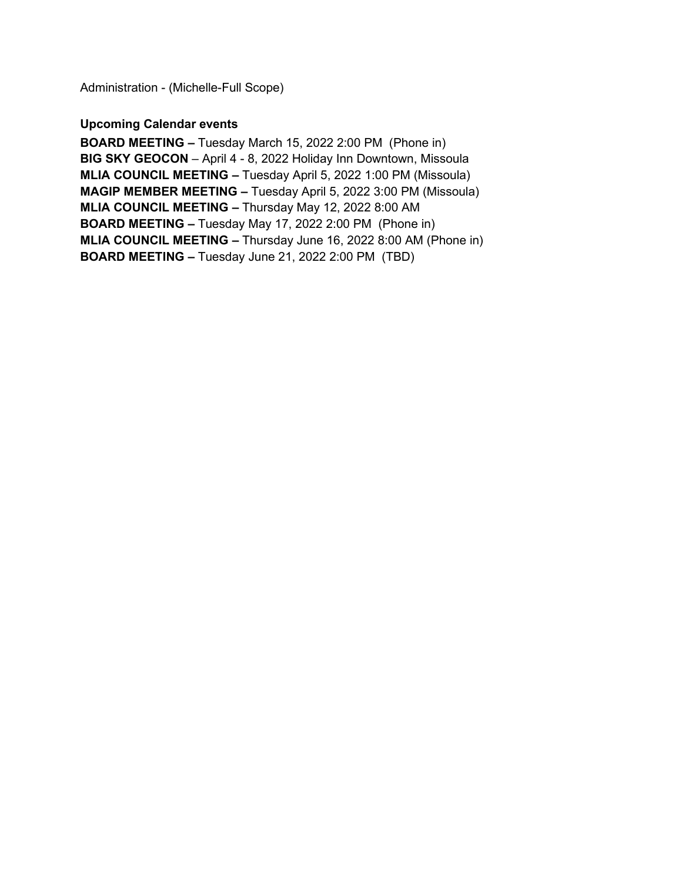Administration - (Michelle-Full Scope)

**Upcoming Calendar events**

**BOARD MEETING –** Tuesday March 15, 2022 2:00 PM (Phone in)
**BIG SKY GEOCON** – April 4 - 8, 2022 Holiday Inn Downtown, Missoula
**MLIA COUNCIL MEETING –** Tuesday April 5, 2022 1:00 PM (Missoula)
**MAGIP MEMBER MEETING –** Tuesday April 5, 2022 3:00 PM (Missoula)
**MLIA COUNCIL MEETING –** Thursday May 12, 2022 8:00 AM
**BOARD MEETING –** Tuesday May 17, 2022 2:00 PM (Phone in)
**MLIA COUNCIL MEETING –** Thursday June 16, 2022 8:00 AM (Phone in)
**BOARD MEETING –** Tuesday June 21, 2022 2:00 PM (TBD)